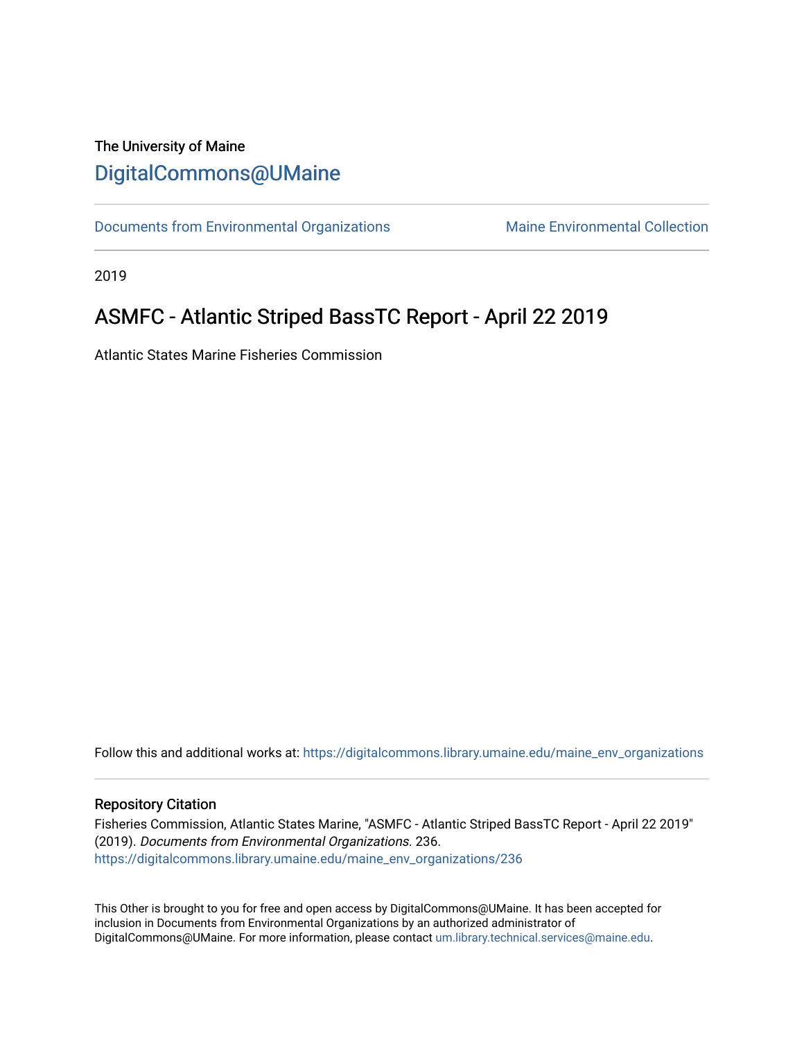The University of Maine

## DigitalCommons@UMaine

Documents from Environmental Organizations | Maine Environmental Collection

2019

# ASMFC - Atlantic Striped BassTC Report - April 22 2019

Atlantic States Marine Fisheries Commission

Follow this and additional works at: https://digitalcommons.library.umaine.edu/maine_env_organizations

### Repository Citation

Fisheries Commission, Atlantic States Marine, "ASMFC - Atlantic Striped BassTC Report - April 22 2019" (2019). *Documents from Environmental Organizations*. 236.
https://digitalcommons.library.umaine.edu/maine_env_organizations/236

This Other is brought to you for free and open access by DigitalCommons@UMaine. It has been accepted for inclusion in Documents from Environmental Organizations by an authorized administrator of DigitalCommons@UMaine. For more information, please contact um.library.technical.services@maine.edu.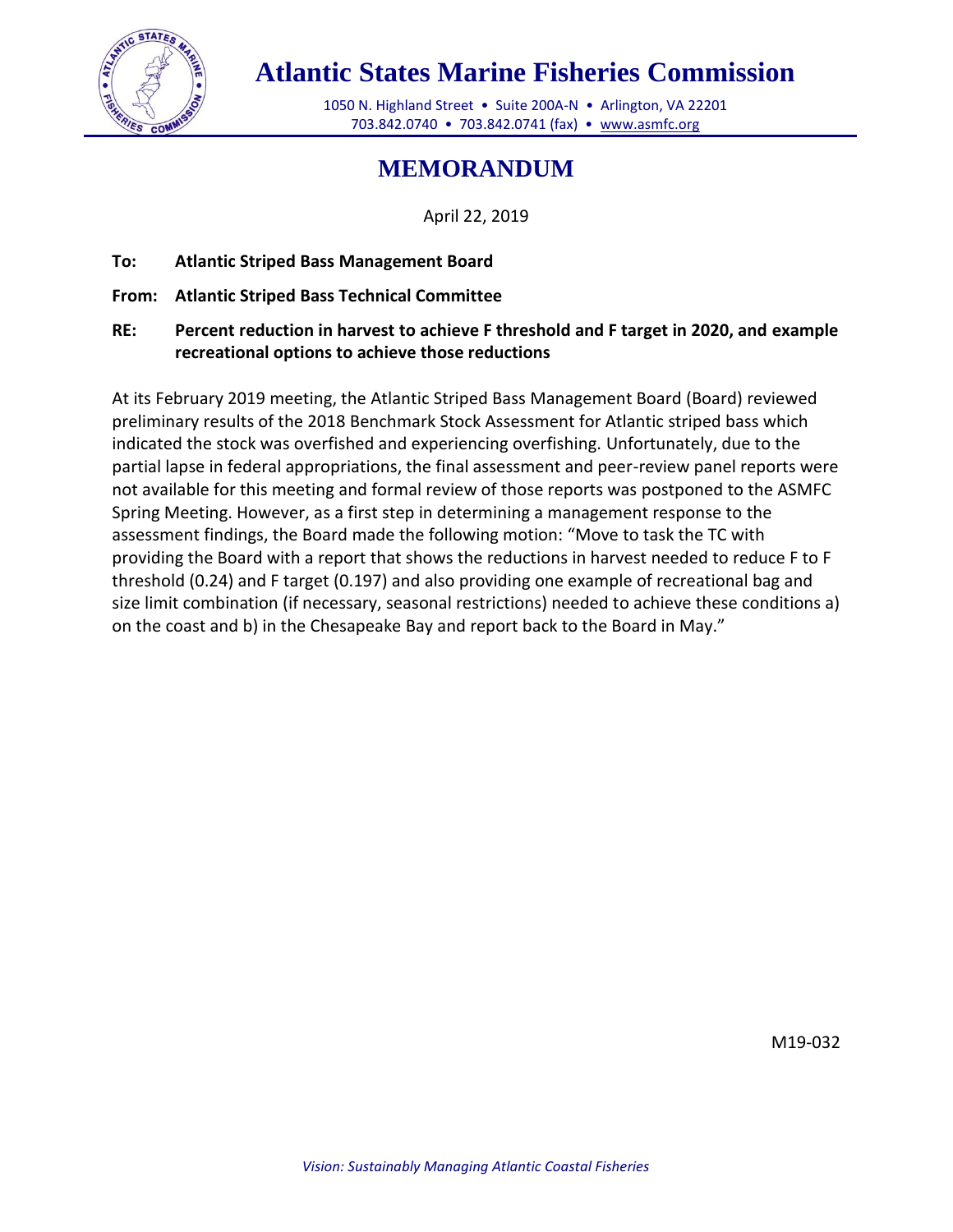# Atlantic States Marine Fisheries Commission

1050 N. Highland Street • Suite 200A-N • Arlington, VA 22201
703.842.0740 • 703.842.0741 (fax) • www.asmfc.org

## MEMORANDUM

April 22, 2019

**To: Atlantic Striped Bass Management Board**

**From: Atlantic Striped Bass Technical Committee**

**RE: Percent reduction in harvest to achieve F threshold and F target in 2020, and example recreational options to achieve those reductions**

At its February 2019 meeting, the Atlantic Striped Bass Management Board (Board) reviewed preliminary results of the 2018 Benchmark Stock Assessment for Atlantic striped bass which indicated the stock was overfished and experiencing overfishing. Unfortunately, due to the partial lapse in federal appropriations, the final assessment and peer-review panel reports were not available for this meeting and formal review of those reports was postponed to the ASMFC Spring Meeting. However, as a first step in determining a management response to the assessment findings, the Board made the following motion: "Move to task the TC with providing the Board with a report that shows the reductions in harvest needed to reduce F to F threshold (0.24) and F target (0.197) and also providing one example of recreational bag and size limit combination (if necessary, seasonal restrictions) needed to achieve these conditions a) on the coast and b) in the Chesapeake Bay and report back to the Board in May."

M19-032

*Vision: Sustainably Managing Atlantic Coastal Fisheries*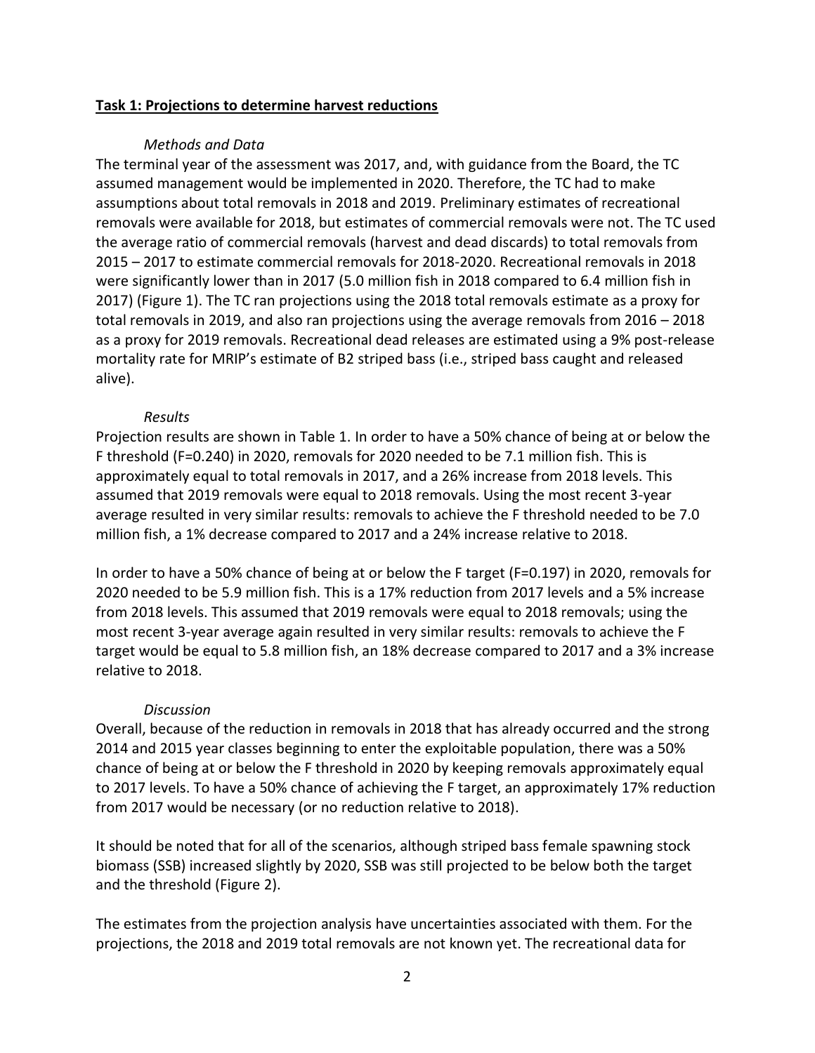## Task 1: Projections to determine harvest reductions

### *Methods and Data*

The terminal year of the assessment was 2017, and, with guidance from the Board, the TC assumed management would be implemented in 2020. Therefore, the TC had to make assumptions about total removals in 2018 and 2019. Preliminary estimates of recreational removals were available for 2018, but estimates of commercial removals were not. The TC used the average ratio of commercial removals (harvest and dead discards) to total removals from 2015 – 2017 to estimate commercial removals for 2018-2020. Recreational removals in 2018 were significantly lower than in 2017 (5.0 million fish in 2018 compared to 6.4 million fish in 2017) (Figure 1). The TC ran projections using the 2018 total removals estimate as a proxy for total removals in 2019, and also ran projections using the average removals from 2016 – 2018 as a proxy for 2019 removals. Recreational dead releases are estimated using a 9% post-release mortality rate for MRIP's estimate of B2 striped bass (i.e., striped bass caught and released alive).

### *Results*

Projection results are shown in Table 1. In order to have a 50% chance of being at or below the F threshold (F=0.240) in 2020, removals for 2020 needed to be 7.1 million fish. This is approximately equal to total removals in 2017, and a 26% increase from 2018 levels. This assumed that 2019 removals were equal to 2018 removals. Using the most recent 3-year average resulted in very similar results: removals to achieve the F threshold needed to be 7.0 million fish, a 1% decrease compared to 2017 and a 24% increase relative to 2018.

In order to have a 50% chance of being at or below the F target (F=0.197) in 2020, removals for 2020 needed to be 5.9 million fish. This is a 17% reduction from 2017 levels and a 5% increase from 2018 levels. This assumed that 2019 removals were equal to 2018 removals; using the most recent 3-year average again resulted in very similar results: removals to achieve the F target would be equal to 5.8 million fish, an 18% decrease compared to 2017 and a 3% increase relative to 2018.

### *Discussion*

Overall, because of the reduction in removals in 2018 that has already occurred and the strong 2014 and 2015 year classes beginning to enter the exploitable population, there was a 50% chance of being at or below the F threshold in 2020 by keeping removals approximately equal to 2017 levels. To have a 50% chance of achieving the F target, an approximately 17% reduction from 2017 would be necessary (or no reduction relative to 2018).

It should be noted that for all of the scenarios, although striped bass female spawning stock biomass (SSB) increased slightly by 2020, SSB was still projected to be below both the target and the threshold (Figure 2).

The estimates from the projection analysis have uncertainties associated with them. For the projections, the 2018 and 2019 total removals are not known yet. The recreational data for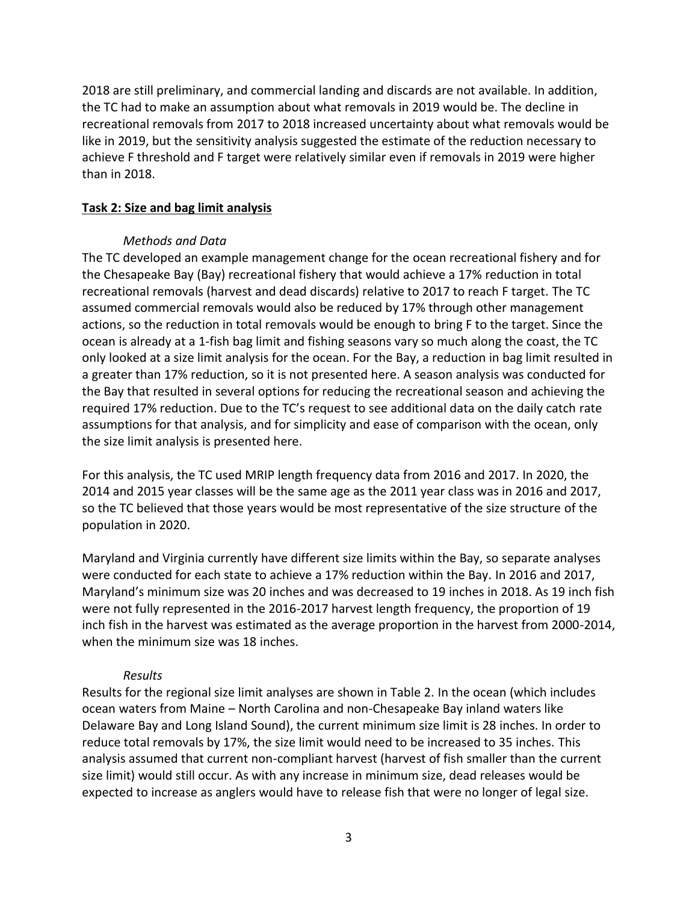2018 are still preliminary, and commercial landing and discards are not available. In addition, the TC had to make an assumption about what removals in 2019 would be. The decline in recreational removals from 2017 to 2018 increased uncertainty about what removals would be like in 2019, but the sensitivity analysis suggested the estimate of the reduction necessary to achieve F threshold and F target were relatively similar even if removals in 2019 were higher than in 2018.

## Task 2: Size and bag limit analysis

*Methods and Data*

The TC developed an example management change for the ocean recreational fishery and for the Chesapeake Bay (Bay) recreational fishery that would achieve a 17% reduction in total recreational removals (harvest and dead discards) relative to 2017 to reach F target. The TC assumed commercial removals would also be reduced by 17% through other management actions, so the reduction in total removals would be enough to bring F to the target. Since the ocean is already at a 1-fish bag limit and fishing seasons vary so much along the coast, the TC only looked at a size limit analysis for the ocean. For the Bay, a reduction in bag limit resulted in a greater than 17% reduction, so it is not presented here. A season analysis was conducted for the Bay that resulted in several options for reducing the recreational season and achieving the required 17% reduction. Due to the TC's request to see additional data on the daily catch rate assumptions for that analysis, and for simplicity and ease of comparison with the ocean, only the size limit analysis is presented here.

For this analysis, the TC used MRIP length frequency data from 2016 and 2017. In 2020, the 2014 and 2015 year classes will be the same age as the 2011 year class was in 2016 and 2017, so the TC believed that those years would be most representative of the size structure of the population in 2020.

Maryland and Virginia currently have different size limits within the Bay, so separate analyses were conducted for each state to achieve a 17% reduction within the Bay. In 2016 and 2017, Maryland's minimum size was 20 inches and was decreased to 19 inches in 2018. As 19 inch fish were not fully represented in the 2016-2017 harvest length frequency, the proportion of 19 inch fish in the harvest was estimated as the average proportion in the harvest from 2000-2014, when the minimum size was 18 inches.

*Results*

Results for the regional size limit analyses are shown in Table 2. In the ocean (which includes ocean waters from Maine – North Carolina and non-Chesapeake Bay inland waters like Delaware Bay and Long Island Sound), the current minimum size limit is 28 inches. In order to reduce total removals by 17%, the size limit would need to be increased to 35 inches. This analysis assumed that current non-compliant harvest (harvest of fish smaller than the current size limit) would still occur. As with any increase in minimum size, dead releases would be expected to increase as anglers would have to release fish that were no longer of legal size.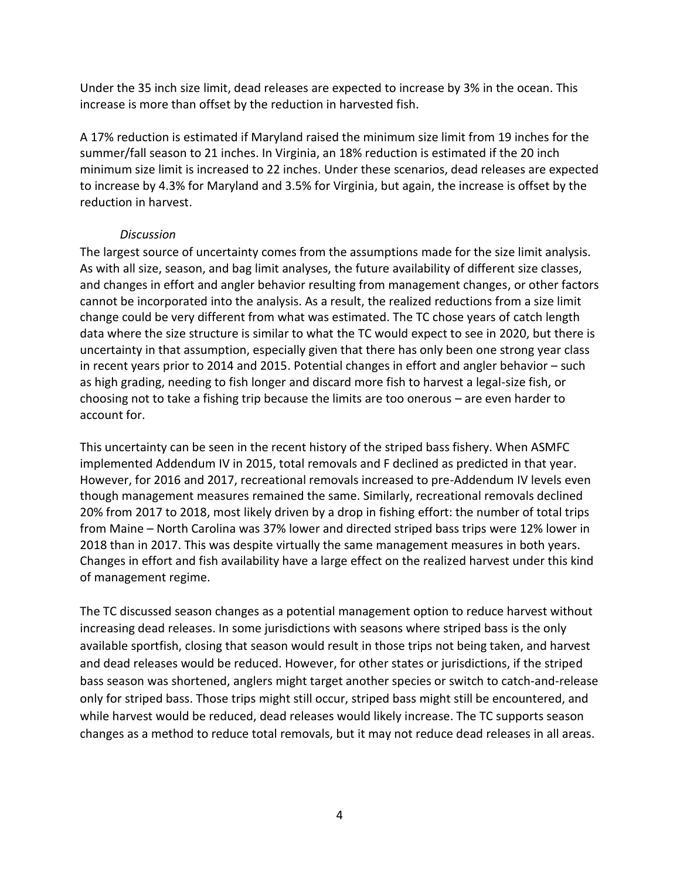Under the 35 inch size limit, dead releases are expected to increase by 3% in the ocean. This increase is more than offset by the reduction in harvested fish.

A 17% reduction is estimated if Maryland raised the minimum size limit from 19 inches for the summer/fall season to 21 inches. In Virginia, an 18% reduction is estimated if the 20 inch minimum size limit is increased to 22 inches. Under these scenarios, dead releases are expected to increase by 4.3% for Maryland and 3.5% for Virginia, but again, the increase is offset by the reduction in harvest.

*Discussion*

The largest source of uncertainty comes from the assumptions made for the size limit analysis. As with all size, season, and bag limit analyses, the future availability of different size classes, and changes in effort and angler behavior resulting from management changes, or other factors cannot be incorporated into the analysis. As a result, the realized reductions from a size limit change could be very different from what was estimated. The TC chose years of catch length data where the size structure is similar to what the TC would expect to see in 2020, but there is uncertainty in that assumption, especially given that there has only been one strong year class in recent years prior to 2014 and 2015. Potential changes in effort and angler behavior – such as high grading, needing to fish longer and discard more fish to harvest a legal-size fish, or choosing not to take a fishing trip because the limits are too onerous – are even harder to account for.

This uncertainty can be seen in the recent history of the striped bass fishery. When ASMFC implemented Addendum IV in 2015, total removals and F declined as predicted in that year. However, for 2016 and 2017, recreational removals increased to pre-Addendum IV levels even though management measures remained the same. Similarly, recreational removals declined 20% from 2017 to 2018, most likely driven by a drop in fishing effort: the number of total trips from Maine – North Carolina was 37% lower and directed striped bass trips were 12% lower in 2018 than in 2017. This was despite virtually the same management measures in both years. Changes in effort and fish availability have a large effect on the realized harvest under this kind of management regime.

The TC discussed season changes as a potential management option to reduce harvest without increasing dead releases. In some jurisdictions with seasons where striped bass is the only available sportfish, closing that season would result in those trips not being taken, and harvest and dead releases would be reduced. However, for other states or jurisdictions, if the striped bass season was shortened, anglers might target another species or switch to catch-and-release only for striped bass. Those trips might still occur, striped bass might still be encountered, and while harvest would be reduced, dead releases would likely increase. The TC supports season changes as a method to reduce total removals, but it may not reduce dead releases in all areas.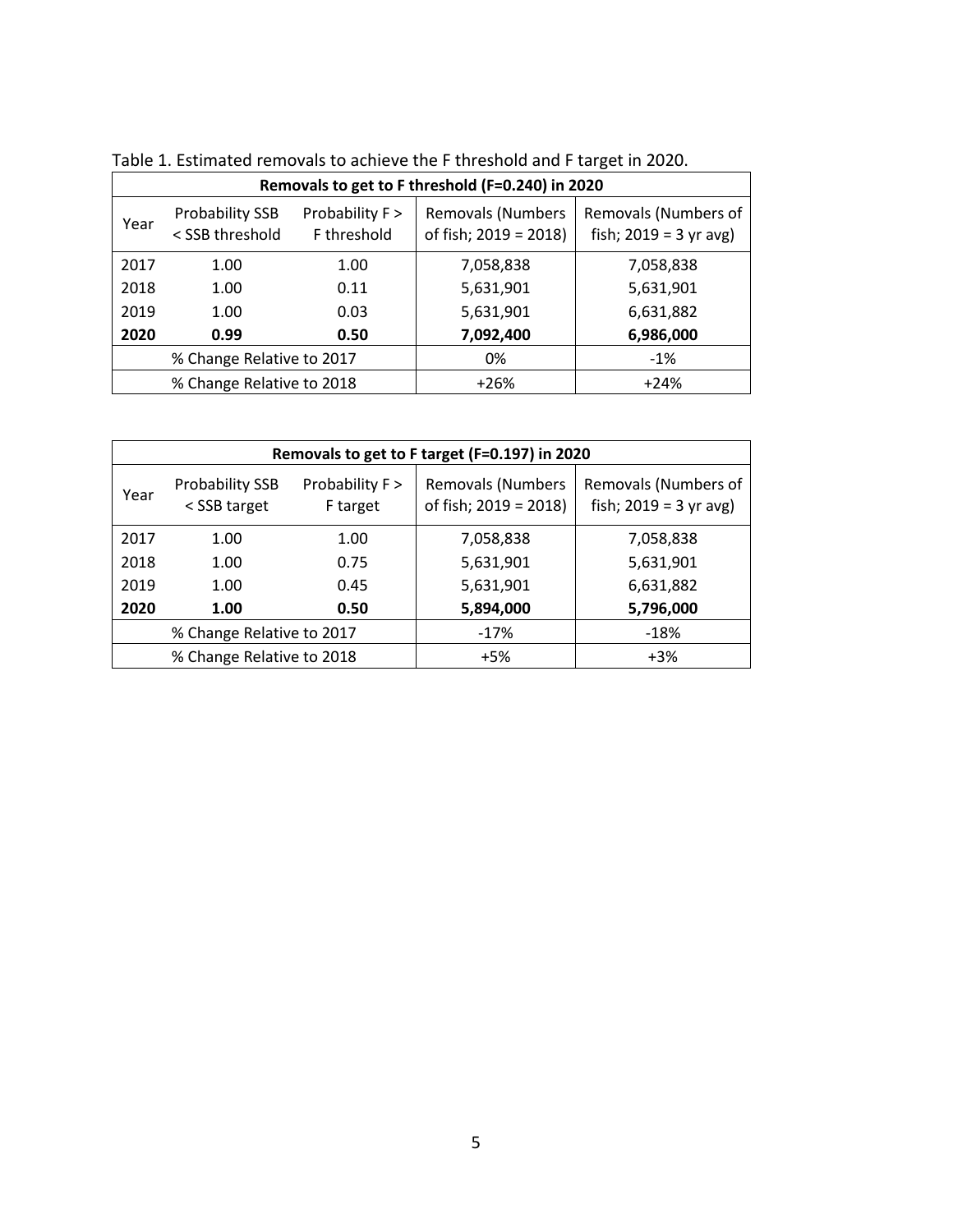Table 1. Estimated removals to achieve the F threshold and F target in 2020.

| Removals to get to F threshold (F=0.240) in 2020 | | | | |
|---|---|---|---|---|
| Year | Probability SSB < SSB threshold | Probability F > F threshold | Removals (Numbers of fish; 2019 = 2018) | Removals (Numbers of fish; 2019 = 3 yr avg) |
| 2017 | 1.00 | 1.00 | 7,058,838 | 7,058,838 |
| 2018 | 1.00 | 0.11 | 5,631,901 | 5,631,901 |
| 2019 | 1.00 | 0.03 | 5,631,901 | 6,631,882 |
| **2020** | **0.99** | **0.50** | **7,092,400** | **6,986,000** |
| % Change Relative to 2017 | | | 0% | -1% |
| % Change Relative to 2018 | | | +26% | +24% |

| Removals to get to F target (F=0.197) in 2020 | | | | |
|---|---|---|---|---|
| Year | Probability SSB < SSB target | Probability F > F target | Removals (Numbers of fish; 2019 = 2018) | Removals (Numbers of fish; 2019 = 3 yr avg) |
| 2017 | 1.00 | 1.00 | 7,058,838 | 7,058,838 |
| 2018 | 1.00 | 0.75 | 5,631,901 | 5,631,901 |
| 2019 | 1.00 | 0.45 | 5,631,901 | 6,631,882 |
| **2020** | **1.00** | **0.50** | **5,894,000** | **5,796,000** |
| % Change Relative to 2017 | | | -17% | -18% |
| % Change Relative to 2018 | | | +5% | +3% |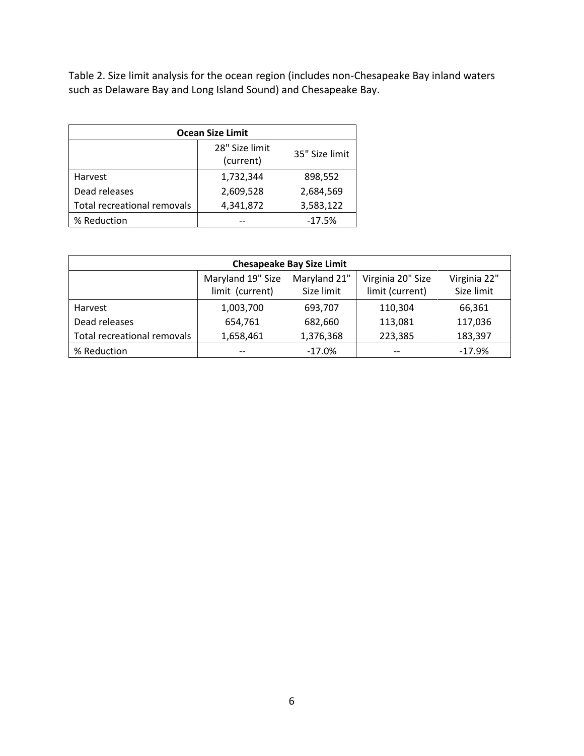Table 2. Size limit analysis for the ocean region (includes non-Chesapeake Bay inland waters such as Delaware Bay and Long Island Sound) and Chesapeake Bay.

| Ocean Size Limit | | |
|---|---|---|
| | 28" Size limit (current) | 35" Size limit |
| Harvest | 1,732,344 | 898,552 |
| Dead releases | 2,609,528 | 2,684,569 |
| Total recreational removals | 4,341,872 | 3,583,122 |
| % Reduction | -- | -17.5% |

| Chesapeake Bay Size Limit | | | | |
|---|---|---|---|---|
| | Maryland 19" Size limit (current) | Maryland 21" Size limit | Virginia 20" Size limit (current) | Virginia 22" Size limit |
| Harvest | 1,003,700 | 693,707 | 110,304 | 66,361 |
| Dead releases | 654,761 | 682,660 | 113,081 | 117,036 |
| Total recreational removals | 1,658,461 | 1,376,368 | 223,385 | 183,397 |
| % Reduction | -- | -17.0% | -- | -17.9% |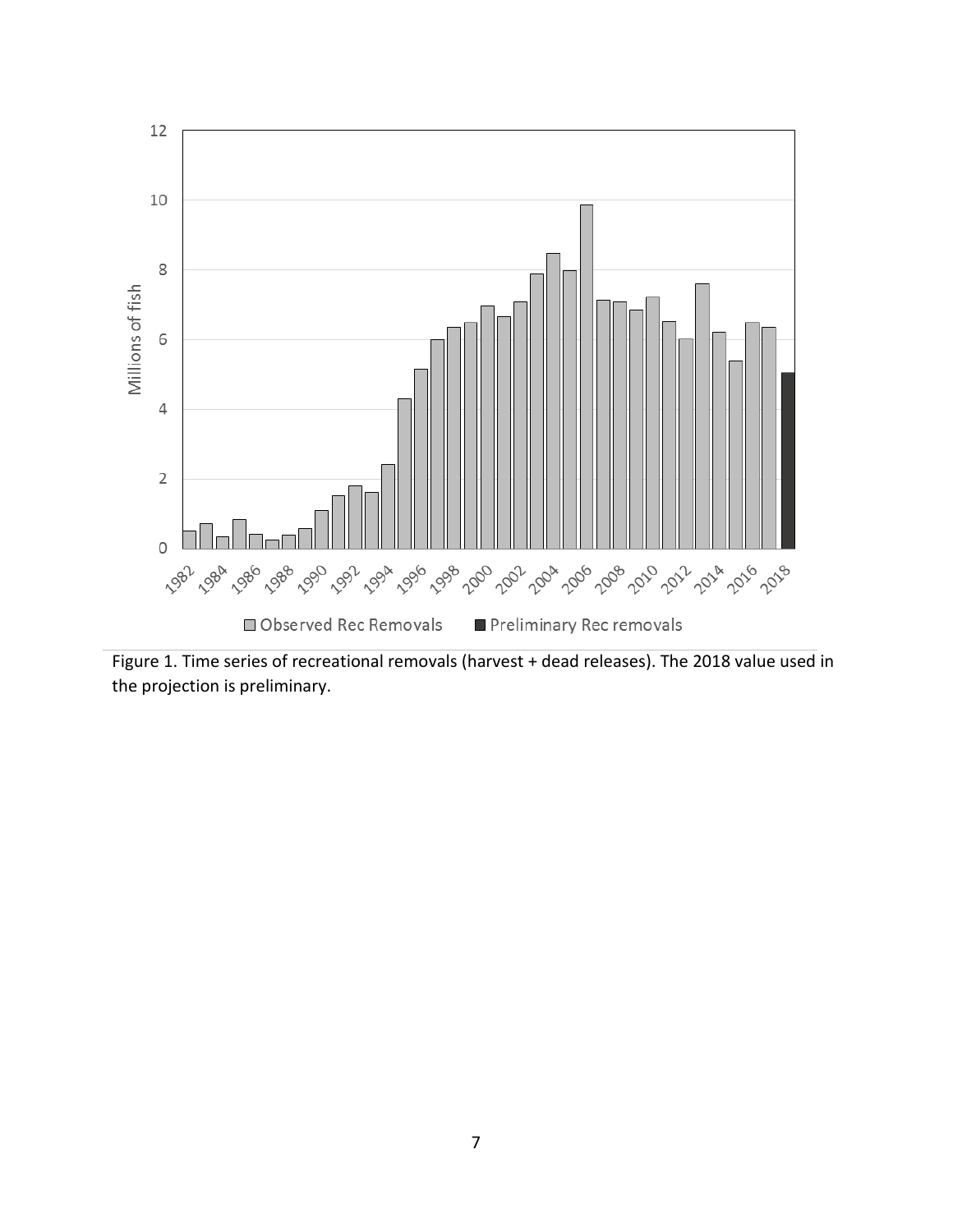Figure 1. Time series of recreational removals (harvest + dead releases). The 2018 value used in the projection is preliminary.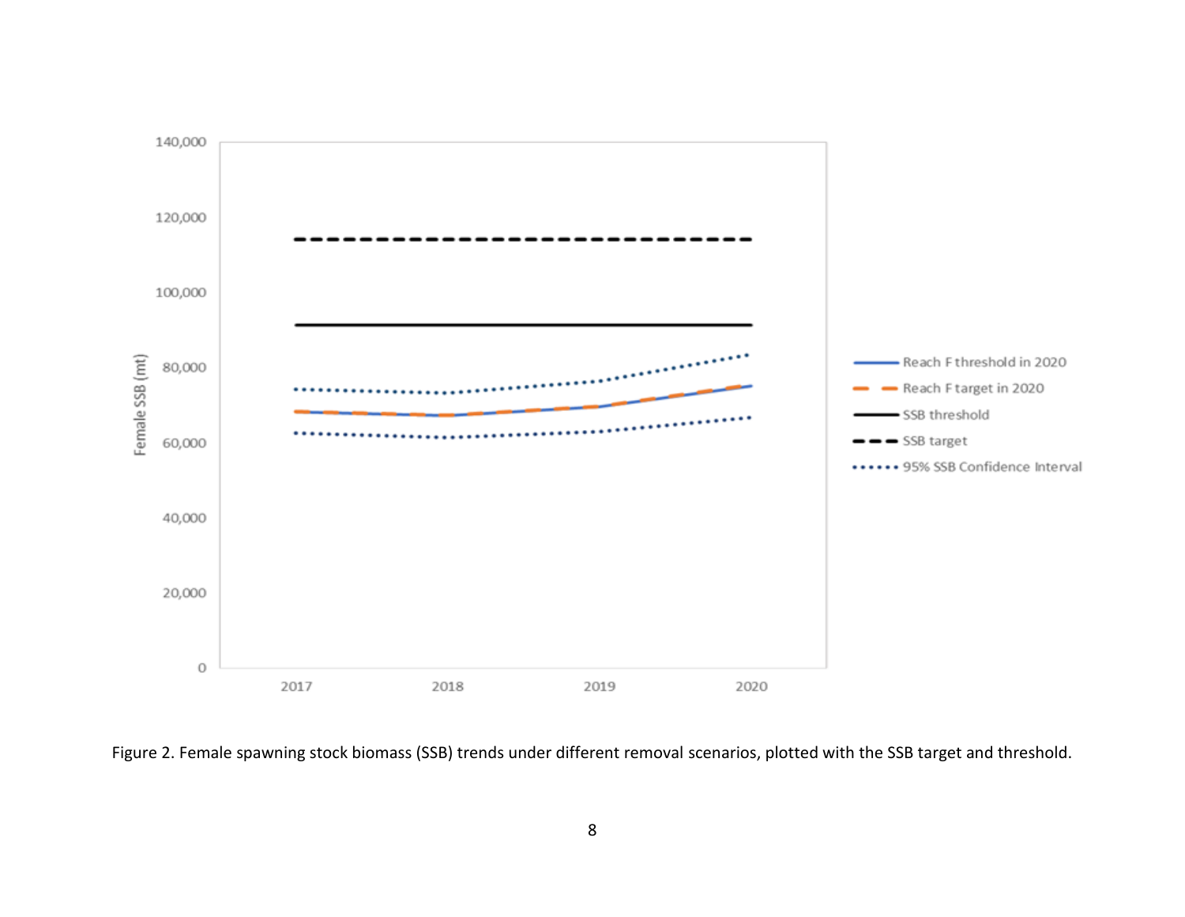140,000

120,000

100,000

80,000

60,000

40,000

20,000

0

Female SSB (mt)

2017

2018

2019

2020

Reach F threshold in 2020

Reach F target in 2020

SSB threshold

SSB target

95% SSB Confidence Interval

Figure 2. Female spawning stock biomass (SSB) trends under different removal scenarios, plotted with the SSB target and threshold.